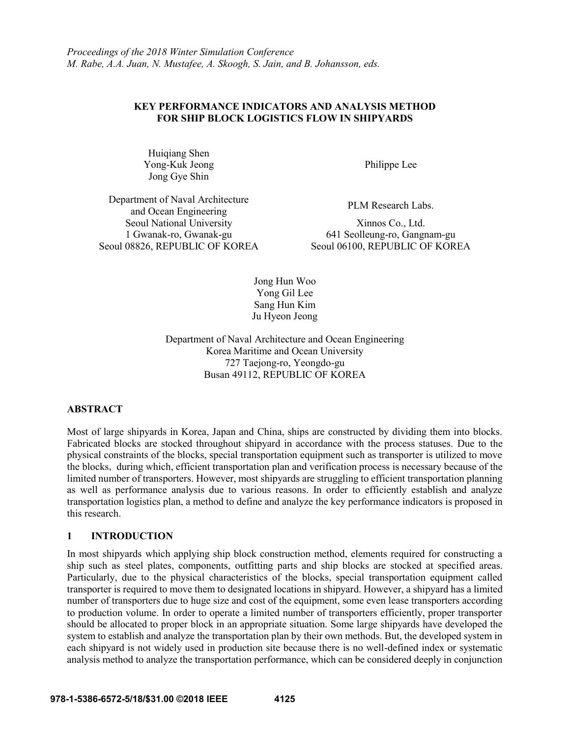*Proceedings of the 2018 Winter Simulation Conference*
*M. Rabe, A.A. Juan, N. Mustafee, A. Skoogh, S. Jain, and B. Johansson, eds.*

# KEY PERFORMANCE INDICATORS AND ANALYSIS METHOD FOR SHIP BLOCK LOGISTICS FLOW IN SHIPYARDS

Huiqiang Shen
Yong-Kuk Jeong
Jong Gye Shin

Department of Naval Architecture and Ocean Engineering
Seoul National University
1 Gwanak-ro, Gwanak-gu
Seoul 08826, REPUBLIC OF KOREA

Philippe Lee

PLM Research Labs.
Xinnos Co., Ltd.
641 Seolleung-ro, Gangnam-gu
Seoul 06100, REPUBLIC OF KOREA

Jong Hun Woo
Yong Gil Lee
Sang Hun Kim
Ju Hyeon Jeong

Department of Naval Architecture and Ocean Engineering
Korea Maritime and Ocean University
727 Taejong-ro, Yeongdo-gu
Busan 49112, REPUBLIC OF KOREA

## ABSTRACT

Most of large shipyards in Korea, Japan and China, ships are constructed by dividing them into blocks. Fabricated blocks are stocked throughout shipyard in accordance with the process statuses. Due to the physical constraints of the blocks, special transportation equipment such as transporter is utilized to move the blocks, during which, efficient transportation plan and verification process is necessary because of the limited number of transporters. However, most shipyards are struggling to efficient transportation planning as well as performance analysis due to various reasons. In order to efficiently establish and analyze transportation logistics plan, a method to define and analyze the key performance indicators is proposed in this research.

## 1 INTRODUCTION

In most shipyards which applying ship block construction method, elements required for constructing a ship such as steel plates, components, outfitting parts and ship blocks are stocked at specified areas. Particularly, due to the physical characteristics of the blocks, special transportation equipment called transporter is required to move them to designated locations in shipyard. However, a shipyard has a limited number of transporters due to huge size and cost of the equipment, some even lease transporters according to production volume. In order to operate a limited number of transporters efficiently, proper transporter should be allocated to proper block in an appropriate situation. Some large shipyards have developed the system to establish and analyze the transportation plan by their own methods. But, the developed system in each shipyard is not widely used in production site because there is no well-defined index or systematic analysis method to analyze the transportation performance, which can be considered deeply in conjunction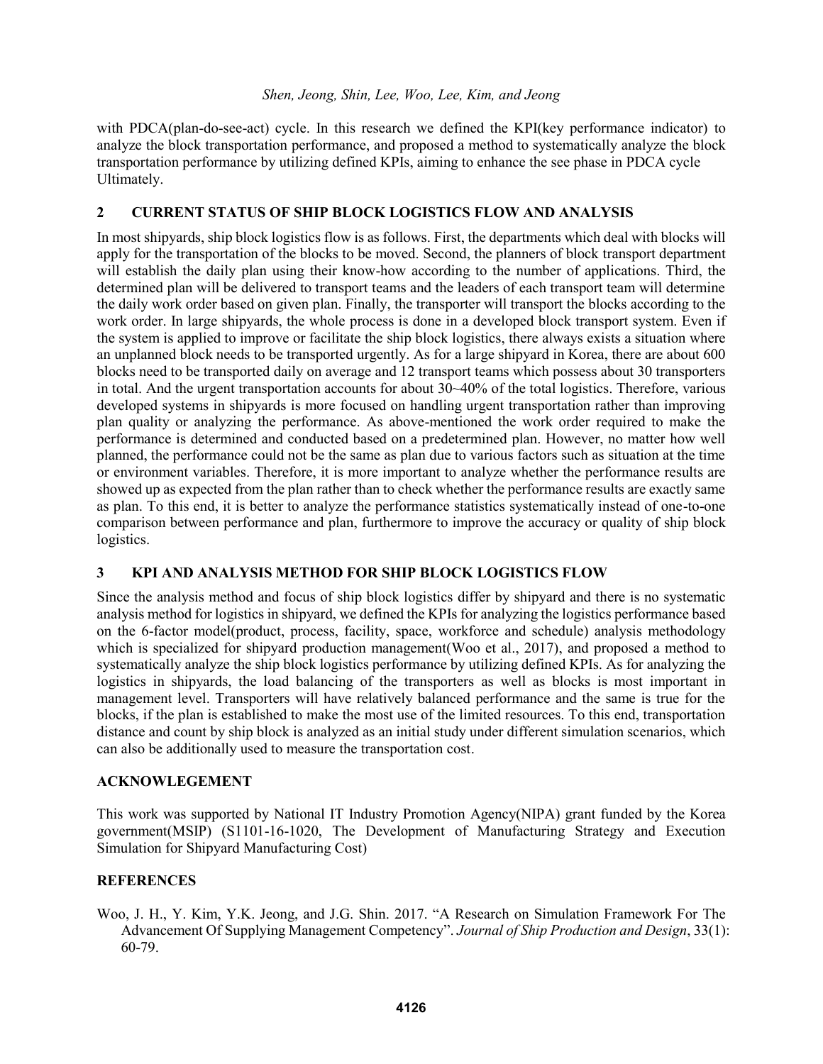with PDCA(plan-do-see-act) cycle. In this research we defined the KPI(key performance indicator) to analyze the block transportation performance, and proposed a method to systematically analyze the block transportation performance by utilizing defined KPIs, aiming to enhance the see phase in PDCA cycle Ultimately.

## 2 CURRENT STATUS OF SHIP BLOCK LOGISTICS FLOW AND ANALYSIS

In most shipyards, ship block logistics flow is as follows. First, the departments which deal with blocks will apply for the transportation of the blocks to be moved. Second, the planners of block transport department will establish the daily plan using their know-how according to the number of applications. Third, the determined plan will be delivered to transport teams and the leaders of each transport team will determine the daily work order based on given plan. Finally, the transporter will transport the blocks according to the work order. In large shipyards, the whole process is done in a developed block transport system. Even if the system is applied to improve or facilitate the ship block logistics, there always exists a situation where an unplanned block needs to be transported urgently. As for a large shipyard in Korea, there are about 600 blocks need to be transported daily on average and 12 transport teams which possess about 30 transporters in total. And the urgent transportation accounts for about 30~40% of the total logistics. Therefore, various developed systems in shipyards is more focused on handling urgent transportation rather than improving plan quality or analyzing the performance. As above-mentioned the work order required to make the performance is determined and conducted based on a predetermined plan. However, no matter how well planned, the performance could not be the same as plan due to various factors such as situation at the time or environment variables. Therefore, it is more important to analyze whether the performance results are showed up as expected from the plan rather than to check whether the performance results are exactly same as plan. To this end, it is better to analyze the performance statistics systematically instead of one-to-one comparison between performance and plan, furthermore to improve the accuracy or quality of ship block logistics.

## 3 KPI AND ANALYSIS METHOD FOR SHIP BLOCK LOGISTICS FLOW

Since the analysis method and focus of ship block logistics differ by shipyard and there is no systematic analysis method for logistics in shipyard, we defined the KPIs for analyzing the logistics performance based on the 6-factor model(product, process, facility, space, workforce and schedule) analysis methodology which is specialized for shipyard production management(Woo et al., 2017), and proposed a method to systematically analyze the ship block logistics performance by utilizing defined KPIs. As for analyzing the logistics in shipyards, the load balancing of the transporters as well as blocks is most important in management level. Transporters will have relatively balanced performance and the same is true for the blocks, if the plan is established to make the most use of the limited resources. To this end, transportation distance and count by ship block is analyzed as an initial study under different simulation scenarios, which can also be additionally used to measure the transportation cost.

## ACKNOWLEGEMENT

This work was supported by National IT Industry Promotion Agency(NIPA) grant funded by the Korea government(MSIP) (S1101-16-1020, The Development of Manufacturing Strategy and Execution Simulation for Shipyard Manufacturing Cost)

## REFERENCES

Woo, J. H., Y. Kim, Y.K. Jeong, and J.G. Shin. 2017. "A Research on Simulation Framework For The Advancement Of Supplying Management Competency". *Journal of Ship Production and Design*, 33(1): 60-79.